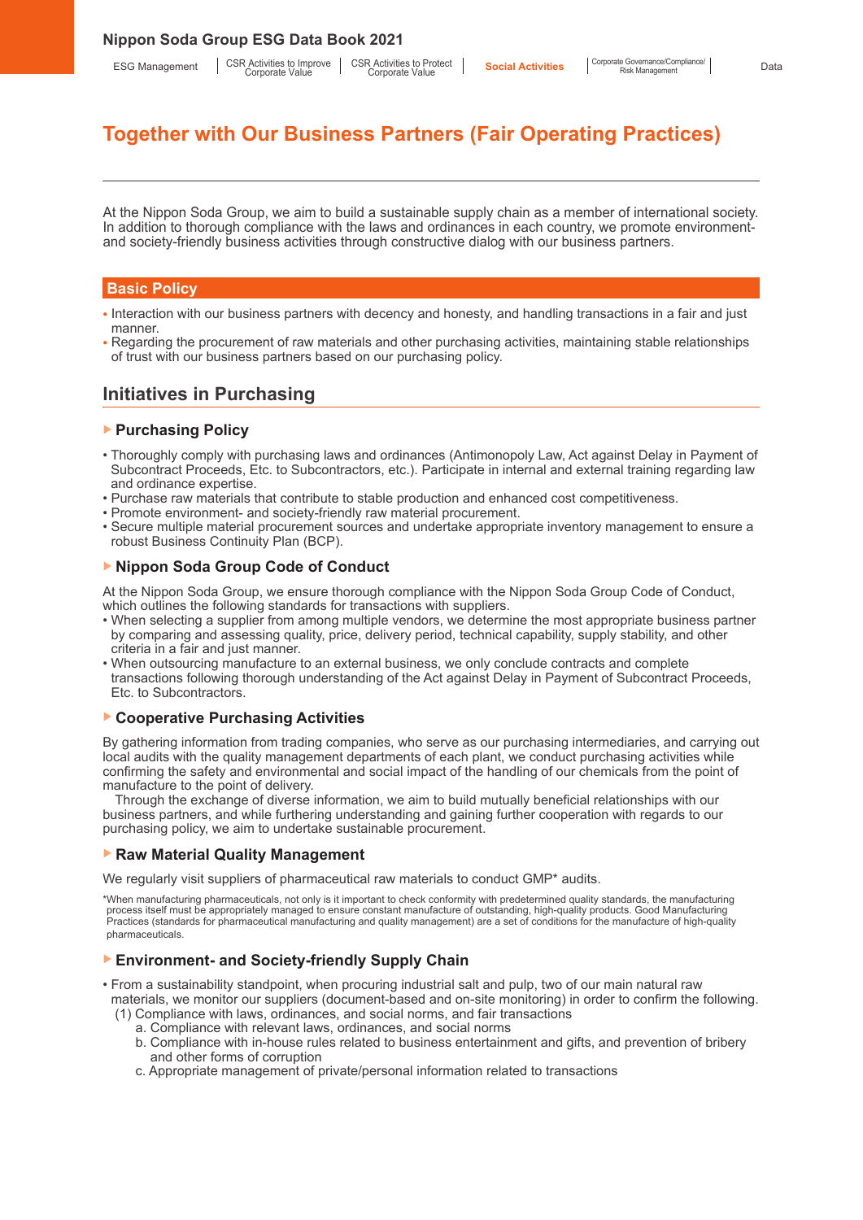# Together with Our Business Partners (Fair Operating Practices)

At the Nippon Soda Group, we aim to build a sustainable supply chain as a member of international society. In addition to thorough compliance with the laws and ordinances in each country, we promote environment- and society-friendly business activities through constructive dialog with our business partners.

## Basic Policy

- Interaction with our business partners with decency and honesty, and handling transactions in a fair and just manner.
- Regarding the procurement of raw materials and other purchasing activities, maintaining stable relationships of trust with our business partners based on our purchasing policy.

## Initiatives in Purchasing

### Purchasing Policy

- Thoroughly comply with purchasing laws and ordinances (Antimonopoly Law, Act against Delay in Payment of Subcontract Proceeds, Etc. to Subcontractors, etc.). Participate in internal and external training regarding law and ordinance expertise.
- Purchase raw materials that contribute to stable production and enhanced cost competitiveness.
- Promote environment- and society-friendly raw material procurement.
- Secure multiple material procurement sources and undertake appropriate inventory management to ensure a robust Business Continuity Plan (BCP).

### Nippon Soda Group Code of Conduct

At the Nippon Soda Group, we ensure thorough compliance with the Nippon Soda Group Code of Conduct, which outlines the following standards for transactions with suppliers.

- When selecting a supplier from among multiple vendors, we determine the most appropriate business partner by comparing and assessing quality, price, delivery period, technical capability, supply stability, and other criteria in a fair and just manner.
- When outsourcing manufacture to an external business, we only conclude contracts and complete transactions following thorough understanding of the Act against Delay in Payment of Subcontract Proceeds, Etc. to Subcontractors.

### Cooperative Purchasing Activities

By gathering information from trading companies, who serve as our purchasing intermediaries, and carrying out local audits with the quality management departments of each plant, we conduct purchasing activities while confirming the safety and environmental and social impact of the handling of our chemicals from the point of manufacture to the point of delivery.

Through the exchange of diverse information, we aim to build mutually beneficial relationships with our business partners, and while furthering understanding and gaining further cooperation with regards to our purchasing policy, we aim to undertake sustainable procurement.

### Raw Material Quality Management

We regularly visit suppliers of pharmaceutical raw materials to conduct GMP* audits.

*When manufacturing pharmaceuticals, not only is it important to check conformity with predetermined quality standards, the manufacturing process itself must be appropriately managed to ensure constant manufacture of outstanding, high-quality products. Good Manufacturing Practices (standards for pharmaceutical manufacturing and quality management) are a set of conditions for the manufacture of high-quality pharmaceuticals.

### Environment- and Society-friendly Supply Chain

- From a sustainability standpoint, when procuring industrial salt and pulp, two of our main natural raw materials, we monitor our suppliers (document-based and on-site monitoring) in order to confirm the following.
  - (1) Compliance with laws, ordinances, and social norms, and fair transactions
    - a. Compliance with relevant laws, ordinances, and social norms
    - b. Compliance with in-house rules related to business entertainment and gifts, and prevention of bribery and other forms of corruption
    - c. Appropriate management of private/personal information related to transactions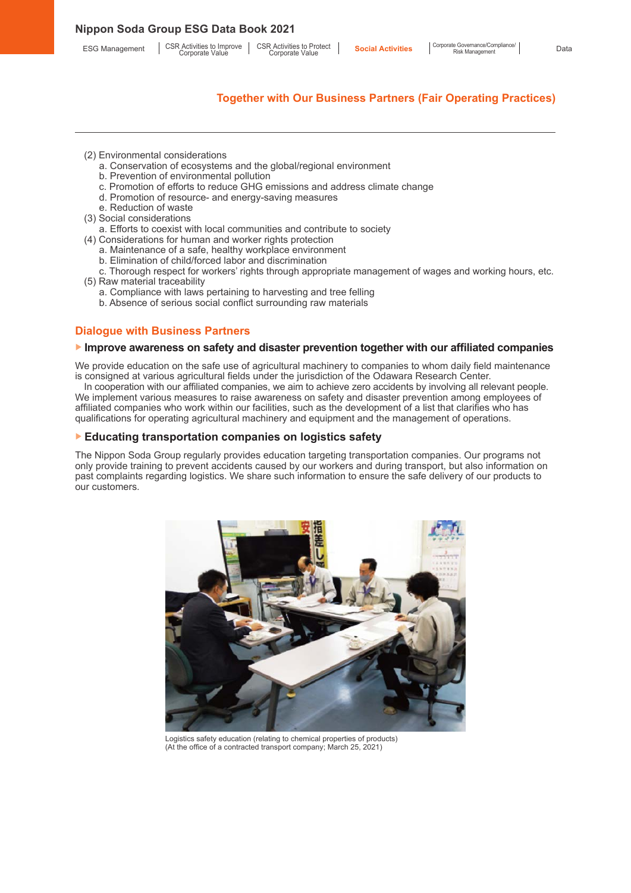## Together with Our Business Partners (Fair Operating Practices)

(2) Environmental considerations
- a. Conservation of ecosystems and the global/regional environment
- b. Prevention of environmental pollution
- c. Promotion of efforts to reduce GHG emissions and address climate change
- d. Promotion of resource- and energy-saving measures
- e. Reduction of waste

(3) Social considerations
- a. Efforts to coexist with local communities and contribute to society

(4) Considerations for human and worker rights protection
- a. Maintenance of a safe, healthy workplace environment
- b. Elimination of child/forced labor and discrimination
- c. Thorough respect for workers' rights through appropriate management of wages and working hours, etc.

(5) Raw material traceability
- a. Compliance with laws pertaining to harvesting and tree felling
- b. Absence of serious social conflict surrounding raw materials

## Dialogue with Business Partners

### Improve awareness on safety and disaster prevention together with our affiliated companies

We provide education on the safe use of agricultural machinery to companies to whom daily field maintenance is consigned at various agricultural fields under the jurisdiction of the Odawara Research Center.

In cooperation with our affiliated companies, we aim to achieve zero accidents by involving all relevant people. We implement various measures to raise awareness on safety and disaster prevention among employees of affiliated companies who work within our facilities, such as the development of a list that clarifies who has qualifications for operating agricultural machinery and equipment and the management of operations.

### Educating transportation companies on logistics safety

The Nippon Soda Group regularly provides education targeting transportation companies. Our programs not only provide training to prevent accidents caused by our workers and during transport, but also information on past complaints regarding logistics. We share such information to ensure the safe delivery of our products to our customers.

Logistics safety education (relating to chemical properties of products)
(At the office of a contracted transport company; March 25, 2021)